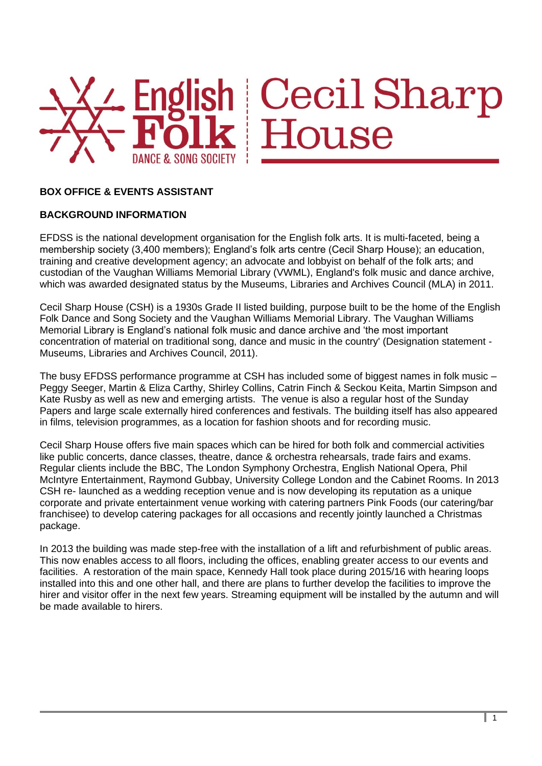English Folk Dance & Song Society | Cecil Sharp House

**BOX OFFICE & EVENTS ASSISTANT**

**BACKGROUND INFORMATION**

EFDSS is the national development organisation for the English folk arts. It is multi-faceted, being a membership society (3,400 members); England's folk arts centre (Cecil Sharp House); an education, training and creative development agency; an advocate and lobbyist on behalf of the folk arts; and custodian of the Vaughan Williams Memorial Library (VWML), England's folk music and dance archive, which was awarded designated status by the Museums, Libraries and Archives Council (MLA) in 2011.

Cecil Sharp House (CSH) is a 1930s Grade II listed building, purpose built to be the home of the English Folk Dance and Song Society and the Vaughan Williams Memorial Library. The Vaughan Williams Memorial Library is England's national folk music and dance archive and 'the most important concentration of material on traditional song, dance and music in the country' (Designation statement - Museums, Libraries and Archives Council, 2011).

The busy EFDSS performance programme at CSH has included some of biggest names in folk music – Peggy Seeger, Martin & Eliza Carthy, Shirley Collins, Catrin Finch & Seckou Keita, Martin Simpson and Kate Rusby as well as new and emerging artists. The venue is also a regular host of the Sunday Papers and large scale externally hired conferences and festivals. The building itself has also appeared in films, television programmes, as a location for fashion shoots and for recording music.

Cecil Sharp House offers five main spaces which can be hired for both folk and commercial activities like public concerts, dance classes, theatre, dance & orchestra rehearsals, trade fairs and exams. Regular clients include the BBC, The London Symphony Orchestra, English National Opera, Phil McIntyre Entertainment, Raymond Gubbay, University College London and the Cabinet Rooms. In 2013 CSH re- launched as a wedding reception venue and is now developing its reputation as a unique corporate and private entertainment venue working with catering partners Pink Foods (our catering/bar franchisee) to develop catering packages for all occasions and recently jointly launched a Christmas package.

In 2013 the building was made step-free with the installation of a lift and refurbishment of public areas. This now enables access to all floors, including the offices, enabling greater access to our events and facilities. A restoration of the main space, Kennedy Hall took place during 2015/16 with hearing loops installed into this and one other hall, and there are plans to further develop the facilities to improve the hirer and visitor offer in the next few years. Streaming equipment will be installed by the autumn and will be made available to hirers.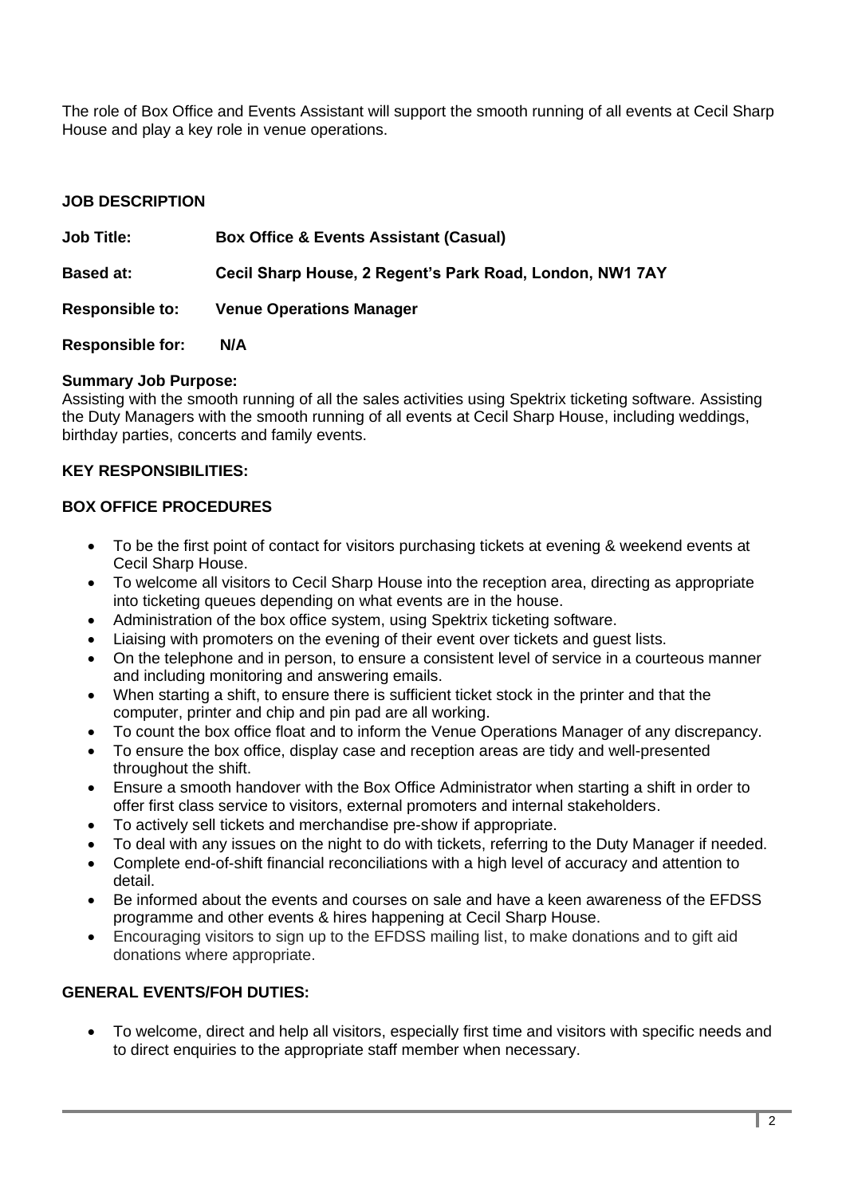The role of Box Office and Events Assistant will support the smooth running of all events at Cecil Sharp House and play a key role in venue operations.

## JOB DESCRIPTION

**Job Title:** **Box Office & Events Assistant (Casual)**

**Based at:** **Cecil Sharp House, 2 Regent's Park Road, London, NW1 7AY**

**Responsible to:** **Venue Operations Manager**

**Responsible for:** **N/A**

**Summary Job Purpose:**
Assisting with the smooth running of all the sales activities using Spektrix ticketing software. Assisting the Duty Managers with the smooth running of all events at Cecil Sharp House, including weddings, birthday parties, concerts and family events.

### KEY RESPONSIBILITIES:

### BOX OFFICE PROCEDURES

- To be the first point of contact for visitors purchasing tickets at evening & weekend events at Cecil Sharp House.
- To welcome all visitors to Cecil Sharp House into the reception area, directing as appropriate into ticketing queues depending on what events are in the house.
- Administration of the box office system, using Spektrix ticketing software.
- Liaising with promoters on the evening of their event over tickets and guest lists.
- On the telephone and in person, to ensure a consistent level of service in a courteous manner and including monitoring and answering emails.
- When starting a shift, to ensure there is sufficient ticket stock in the printer and that the computer, printer and chip and pin pad are all working.
- To count the box office float and to inform the Venue Operations Manager of any discrepancy.
- To ensure the box office, display case and reception areas are tidy and well-presented throughout the shift.
- Ensure a smooth handover with the Box Office Administrator when starting a shift in order to offer first class service to visitors, external promoters and internal stakeholders.
- To actively sell tickets and merchandise pre-show if appropriate.
- To deal with any issues on the night to do with tickets, referring to the Duty Manager if needed.
- Complete end-of-shift financial reconciliations with a high level of accuracy and attention to detail.
- Be informed about the events and courses on sale and have a keen awareness of the EFDSS programme and other events & hires happening at Cecil Sharp House.
- Encouraging visitors to sign up to the EFDSS mailing list, to make donations and to gift aid donations where appropriate.

### GENERAL EVENTS/FOH DUTIES:

- To welcome, direct and help all visitors, especially first time and visitors with specific needs and to direct enquiries to the appropriate staff member when necessary.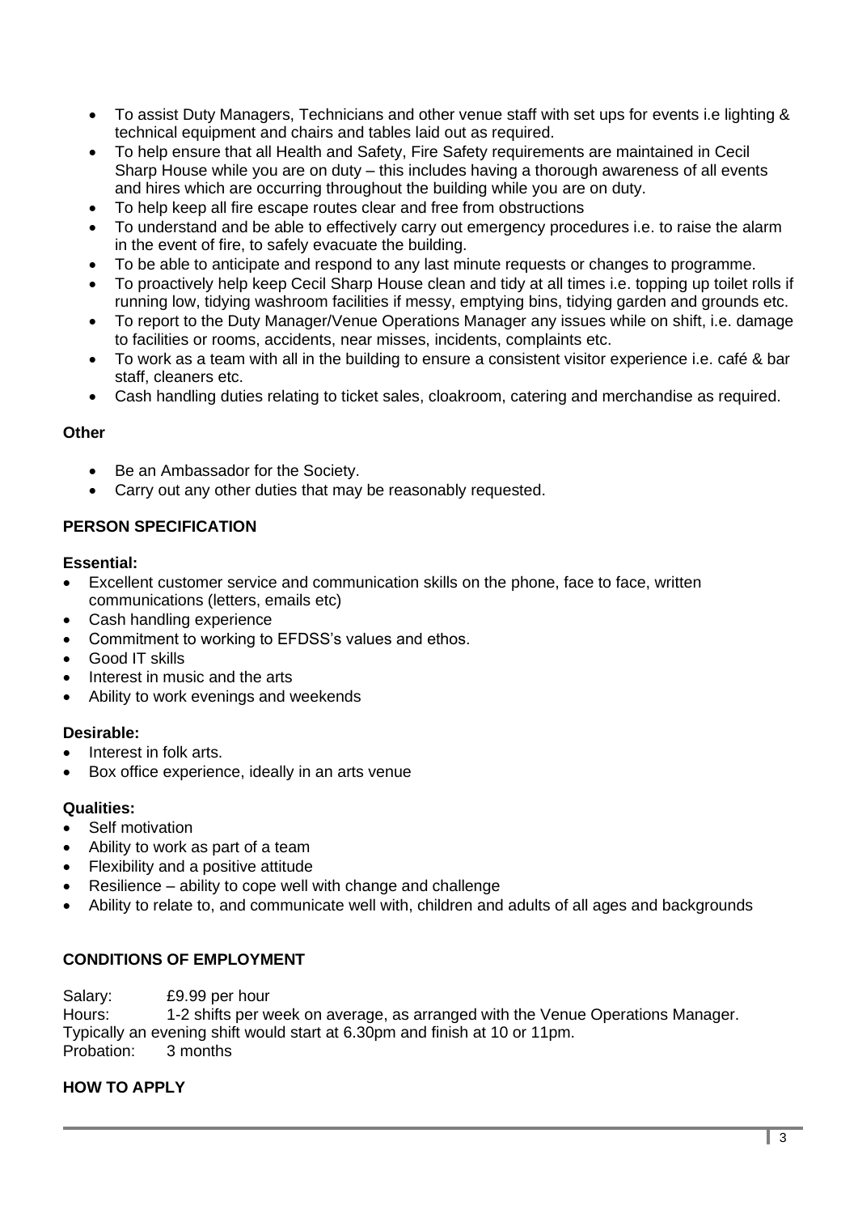- To assist Duty Managers, Technicians and other venue staff with set ups for events i.e lighting & technical equipment and chairs and tables laid out as required.
- To help ensure that all Health and Safety, Fire Safety requirements are maintained in Cecil Sharp House while you are on duty – this includes having a thorough awareness of all events and hires which are occurring throughout the building while you are on duty.
- To help keep all fire escape routes clear and free from obstructions
- To understand and be able to effectively carry out emergency procedures i.e. to raise the alarm in the event of fire, to safely evacuate the building.
- To be able to anticipate and respond to any last minute requests or changes to programme.
- To proactively help keep Cecil Sharp House clean and tidy at all times i.e. topping up toilet rolls if running low, tidying washroom facilities if messy, emptying bins, tidying garden and grounds etc.
- To report to the Duty Manager/Venue Operations Manager any issues while on shift, i.e. damage to facilities or rooms, accidents, near misses, incidents, complaints etc.
- To work as a team with all in the building to ensure a consistent visitor experience i.e. café & bar staff, cleaners etc.
- Cash handling duties relating to ticket sales, cloakroom, catering and merchandise as required.

**Other**

- Be an Ambassador for the Society.
- Carry out any other duties that may be reasonably requested.

## PERSON SPECIFICATION

**Essential:**

- Excellent customer service and communication skills on the phone, face to face, written communications (letters, emails etc)
- Cash handling experience
- Commitment to working to EFDSS's values and ethos.
- Good IT skills
- Interest in music and the arts
- Ability to work evenings and weekends

**Desirable:**

- Interest in folk arts.
- Box office experience, ideally in an arts venue

**Qualities:**

- Self motivation
- Ability to work as part of a team
- Flexibility and a positive attitude
- Resilience – ability to cope well with change and challenge
- Ability to relate to, and communicate well with, children and adults of all ages and backgrounds

## CONDITIONS OF EMPLOYMENT

Salary: £9.99 per hour
Hours: 1-2 shifts per week on average, as arranged with the Venue Operations Manager.
Typically an evening shift would start at 6.30pm and finish at 10 or 11pm.
Probation: 3 months

## HOW TO APPLY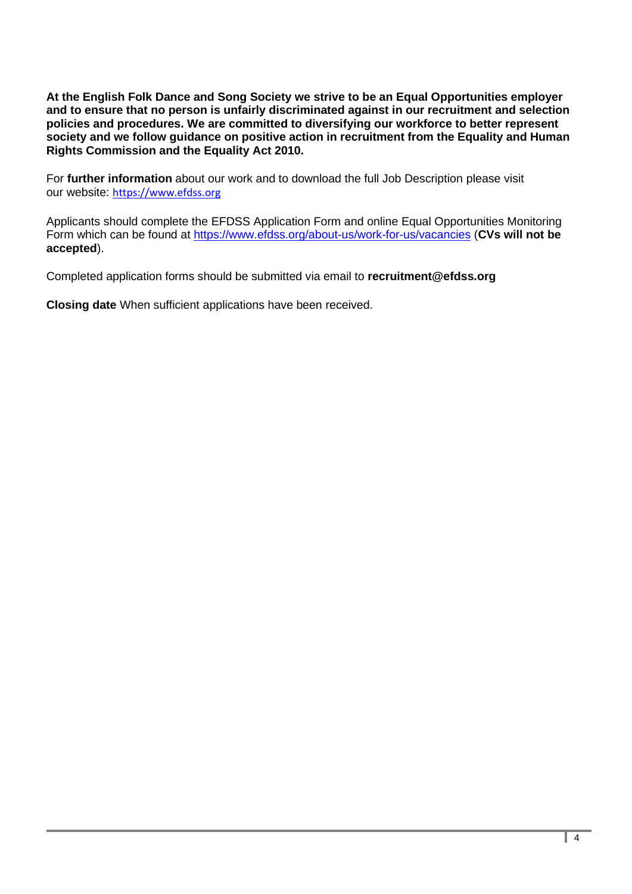**At the English Folk Dance and Song Society we strive to be an Equal Opportunities employer and to ensure that no person is unfairly discriminated against in our recruitment and selection policies and procedures. We are committed to diversifying our workforce to better represent society and we follow guidance on positive action in recruitment from the Equality and Human Rights Commission and the Equality Act 2010.**

For **further information** about our work and to download the full Job Description please visit our website: https://www.efdss.org

Applicants should complete the EFDSS Application Form and online Equal Opportunities Monitoring Form which can be found at https://www.efdss.org/about-us/work-for-us/vacancies (**CVs will not be accepted**).

Completed application forms should be submitted via email to **recruitment@efdss.org**

**Closing date** When sufficient applications have been received.